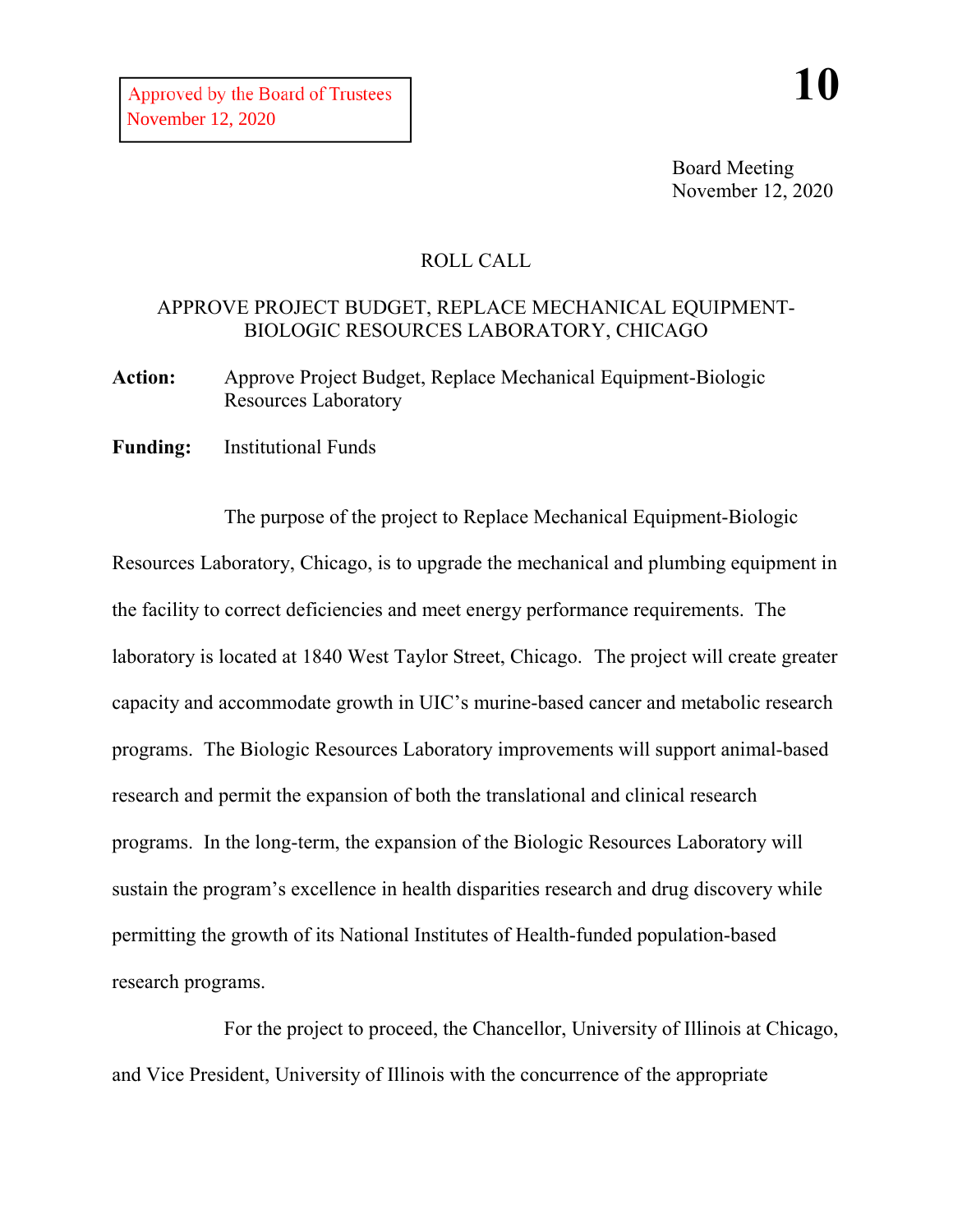Approved by the Board of Trustees
November 12, 2020

**10**

Board Meeting
November 12, 2020

ROLL CALL

APPROVE PROJECT BUDGET, REPLACE MECHANICAL EQUIPMENT-BIOLOGIC RESOURCES LABORATORY, CHICAGO

**Action:** Approve Project Budget, Replace Mechanical Equipment-Biologic Resources Laboratory

**Funding:** Institutional Funds

The purpose of the project to Replace Mechanical Equipment-Biologic Resources Laboratory, Chicago, is to upgrade the mechanical and plumbing equipment in the facility to correct deficiencies and meet energy performance requirements. The laboratory is located at 1840 West Taylor Street, Chicago. The project will create greater capacity and accommodate growth in UIC's murine-based cancer and metabolic research programs. The Biologic Resources Laboratory improvements will support animal-based research and permit the expansion of both the translational and clinical research programs. In the long-term, the expansion of the Biologic Resources Laboratory will sustain the program's excellence in health disparities research and drug discovery while permitting the growth of its National Institutes of Health-funded population-based research programs.

For the project to proceed, the Chancellor, University of Illinois at Chicago, and Vice President, University of Illinois with the concurrence of the appropriate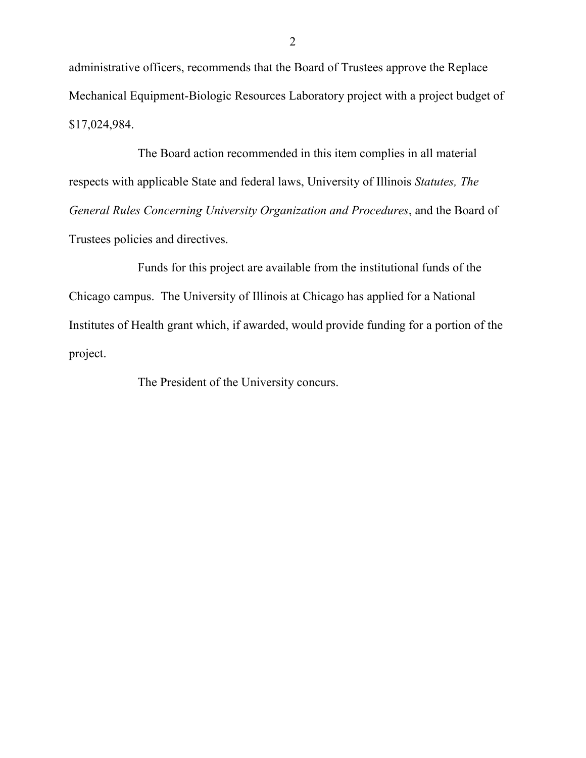administrative officers, recommends that the Board of Trustees approve the Replace Mechanical Equipment-Biologic Resources Laboratory project with a project budget of $17,024,984.

The Board action recommended in this item complies in all material respects with applicable State and federal laws, University of Illinois *Statutes, The General Rules Concerning University Organization and Procedures*, and the Board of Trustees policies and directives.

Funds for this project are available from the institutional funds of the Chicago campus. The University of Illinois at Chicago has applied for a National Institutes of Health grant which, if awarded, would provide funding for a portion of the project.

The President of the University concurs.